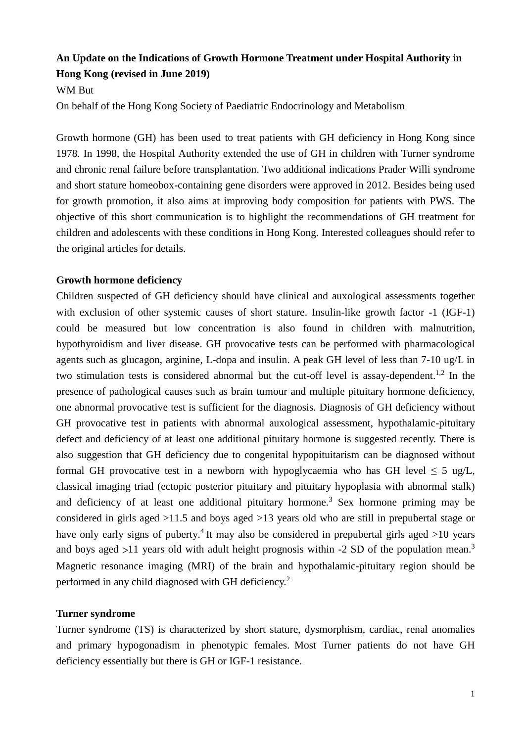# An Update on the Indications of Growth Hormone Treatment under Hospital Authority in Hong Kong (revised in June 2019)

WM But

On behalf of the Hong Kong Society of Paediatric Endocrinology and Metabolism

Growth hormone (GH) has been used to treat patients with GH deficiency in Hong Kong since 1978. In 1998, the Hospital Authority extended the use of GH in children with Turner syndrome and chronic renal failure before transplantation. Two additional indications Prader Willi syndrome and short stature homeobox-containing gene disorders were approved in 2012. Besides being used for growth promotion, it also aims at improving body composition for patients with PWS. The objective of this short communication is to highlight the recommendations of GH treatment for children and adolescents with these conditions in Hong Kong. Interested colleagues should refer to the original articles for details.

## Growth hormone deficiency

Children suspected of GH deficiency should have clinical and auxological assessments together with exclusion of other systemic causes of short stature. Insulin-like growth factor -1 (IGF-1) could be measured but low concentration is also found in children with malnutrition, hypothyroidism and liver disease. GH provocative tests can be performed with pharmacological agents such as glucagon, arginine, L-dopa and insulin. A peak GH level of less than 7-10 ug/L in two stimulation tests is considered abnormal but the cut-off level is assay-dependent.[1,2] In the presence of pathological causes such as brain tumour and multiple pituitary hormone deficiency, one abnormal provocative test is sufficient for the diagnosis. Diagnosis of GH deficiency without GH provocative test in patients with abnormal auxological assessment, hypothalamic-pituitary defect and deficiency of at least one additional pituitary hormone is suggested recently. There is also suggestion that GH deficiency due to congenital hypopituitarism can be diagnosed without formal GH provocative test in a newborn with hypoglycaemia who has GH level $\leq$ 5 ug/L, classical imaging triad (ectopic posterior pituitary and pituitary hypoplasia with abnormal stalk) and deficiency of at least one additional pituitary hormone.[3] Sex hormone priming may be considered in girls aged >11.5 and boys aged >13 years old who are still in prepubertal stage or have only early signs of puberty.[4] It may also be considered in prepubertal girls aged >10 years and boys aged >11 years old with adult height prognosis within -2 SD of the population mean.[3] Magnetic resonance imaging (MRI) of the brain and hypothalamic-pituitary region should be performed in any child diagnosed with GH deficiency.[2]

## Turner syndrome

Turner syndrome (TS) is characterized by short stature, dysmorphism, cardiac, renal anomalies and primary hypogonadism in phenotypic females. Most Turner patients do not have GH deficiency essentially but there is GH or IGF-1 resistance.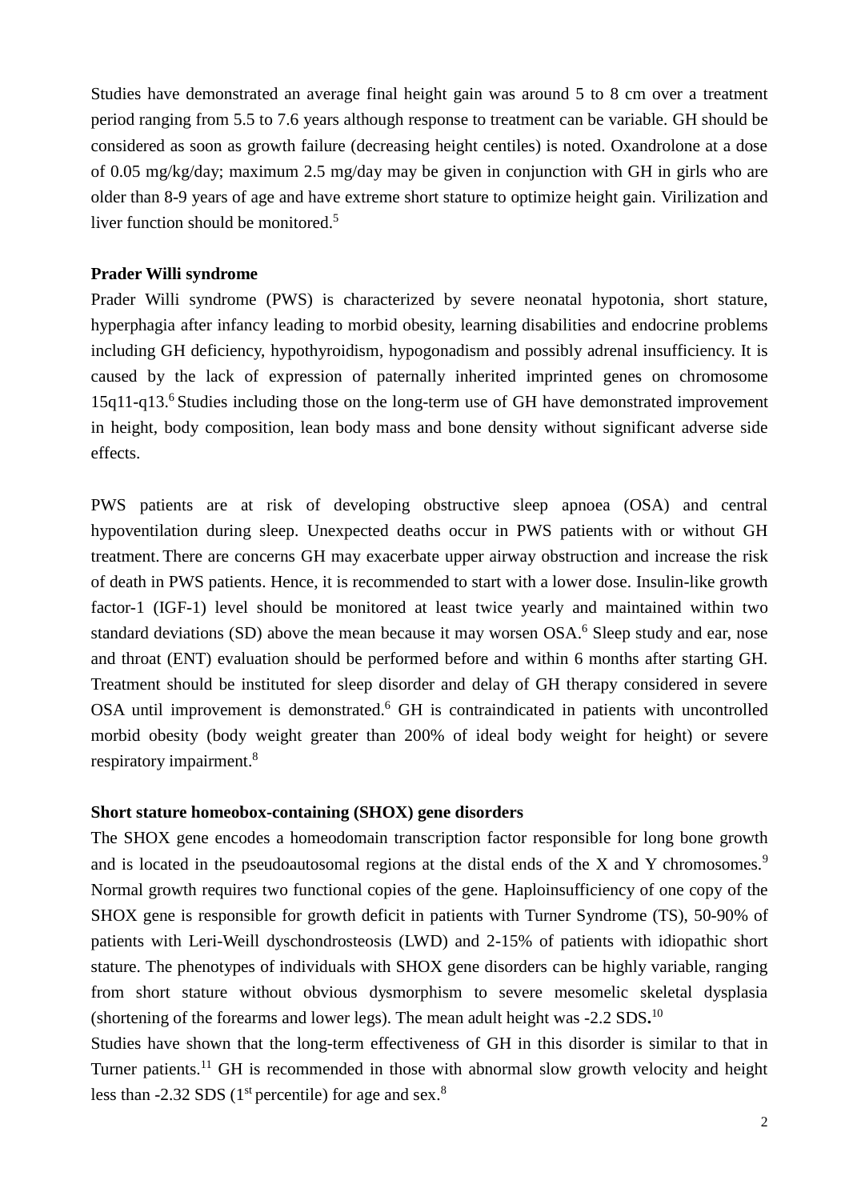Studies have demonstrated an average final height gain was around 5 to 8 cm over a treatment period ranging from 5.5 to 7.6 years although response to treatment can be variable. GH should be considered as soon as growth failure (decreasing height centiles) is noted. Oxandrolone at a dose of 0.05 mg/kg/day; maximum 2.5 mg/day may be given in conjunction with GH in girls who are older than 8-9 years of age and have extreme short stature to optimize height gain. Virilization and liver function should be monitored.[5]

**Prader Willi syndrome**

Prader Willi syndrome (PWS) is characterized by severe neonatal hypotonia, short stature, hyperphagia after infancy leading to morbid obesity, learning disabilities and endocrine problems including GH deficiency, hypothyroidism, hypogonadism and possibly adrenal insufficiency. It is caused by the lack of expression of paternally inherited imprinted genes on chromosome 15q11-q13.[6] Studies including those on the long-term use of GH have demonstrated improvement in height, body composition, lean body mass and bone density without significant adverse side effects.

PWS patients are at risk of developing obstructive sleep apnoea (OSA) and central hypoventilation during sleep. Unexpected deaths occur in PWS patients with or without GH treatment. There are concerns GH may exacerbate upper airway obstruction and increase the risk of death in PWS patients. Hence, it is recommended to start with a lower dose. Insulin-like growth factor-1 (IGF-1) level should be monitored at least twice yearly and maintained within two standard deviations (SD) above the mean because it may worsen OSA.[6] Sleep study and ear, nose and throat (ENT) evaluation should be performed before and within 6 months after starting GH. Treatment should be instituted for sleep disorder and delay of GH therapy considered in severe OSA until improvement is demonstrated.[6] GH is contraindicated in patients with uncontrolled morbid obesity (body weight greater than 200% of ideal body weight for height) or severe respiratory impairment.[8]

**Short stature homeobox-containing (SHOX) gene disorders**

The SHOX gene encodes a homeodomain transcription factor responsible for long bone growth and is located in the pseudoautosomal regions at the distal ends of the X and Y chromosomes.[9] Normal growth requires two functional copies of the gene. Haploinsufficiency of one copy of the SHOX gene is responsible for growth deficit in patients with Turner Syndrome (TS), 50-90% of patients with Leri-Weill dyschondrosteosis (LWD) and 2-15% of patients with idiopathic short stature. The phenotypes of individuals with SHOX gene disorders can be highly variable, ranging from short stature without obvious dysmorphism to severe mesomelic skeletal dysplasia (shortening of the forearms and lower legs). The mean adult height was -2.2 SDS**.**[10]

Studies have shown that the long-term effectiveness of GH in this disorder is similar to that in Turner patients.[11] GH is recommended in those with abnormal slow growth velocity and height less than -2.32 SDS (1$^{st}$ percentile) for age and sex.[8]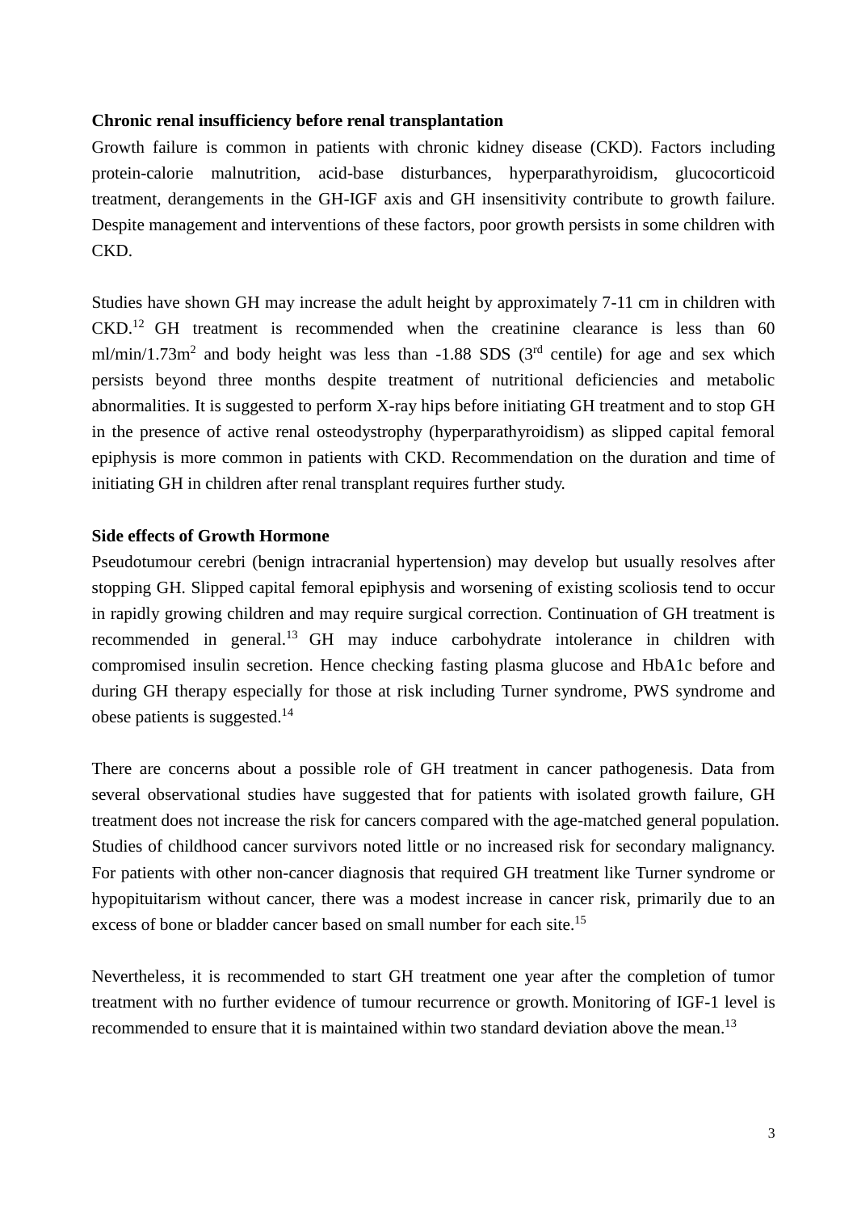**Chronic renal insufficiency before renal transplantation**

Growth failure is common in patients with chronic kidney disease (CKD). Factors including protein-calorie malnutrition, acid-base disturbances, hyperparathyroidism, glucocorticoid treatment, derangements in the GH-IGF axis and GH insensitivity contribute to growth failure. Despite management and interventions of these factors, poor growth persists in some children with CKD.

Studies have shown GH may increase the adult height by approximately 7-11 cm in children with CKD.[12] GH treatment is recommended when the creatinine clearance is less than 60 ml/min/1.73m$^2$ and body height was less than -1.88 SDS (3$^{rd}$ centile) for age and sex which persists beyond three months despite treatment of nutritional deficiencies and metabolic abnormalities. It is suggested to perform X-ray hips before initiating GH treatment and to stop GH in the presence of active renal osteodystrophy (hyperparathyroidism) as slipped capital femoral epiphysis is more common in patients with CKD. Recommendation on the duration and time of initiating GH in children after renal transplant requires further study.

**Side effects of Growth Hormone**

Pseudotumour cerebri (benign intracranial hypertension) may develop but usually resolves after stopping GH. Slipped capital femoral epiphysis and worsening of existing scoliosis tend to occur in rapidly growing children and may require surgical correction. Continuation of GH treatment is recommended in general.[13] GH may induce carbohydrate intolerance in children with compromised insulin secretion. Hence checking fasting plasma glucose and HbA1c before and during GH therapy especially for those at risk including Turner syndrome, PWS syndrome and obese patients is suggested.[14]

There are concerns about a possible role of GH treatment in cancer pathogenesis. Data from several observational studies have suggested that for patients with isolated growth failure, GH treatment does not increase the risk for cancers compared with the age-matched general population. Studies of childhood cancer survivors noted little or no increased risk for secondary malignancy. For patients with other non-cancer diagnosis that required GH treatment like Turner syndrome or hypopituitarism without cancer, there was a modest increase in cancer risk, primarily due to an excess of bone or bladder cancer based on small number for each site.[15]

Nevertheless, it is recommended to start GH treatment one year after the completion of tumor treatment with no further evidence of tumour recurrence or growth. Monitoring of IGF-1 level is recommended to ensure that it is maintained within two standard deviation above the mean.[13]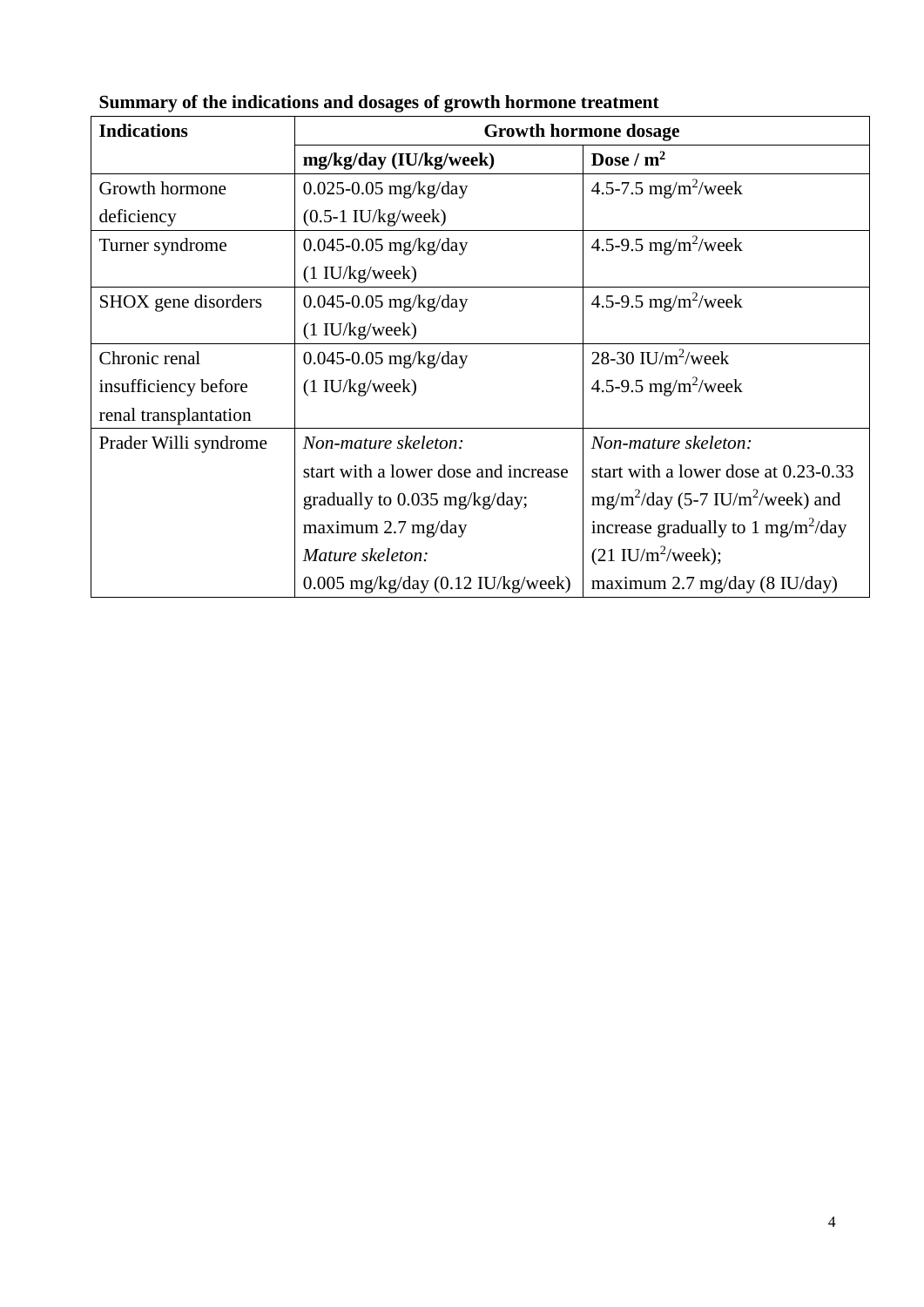**Summary of the indications and dosages of growth hormone treatment**

| Indications | Growth hormone dosage | |
|---|---|---|
| | **mg/kg/day (IU/kg/week)** | **Dose / m²** |
| Growth hormone deficiency | 0.025-0.05 mg/kg/day (0.5-1 IU/kg/week) | 4.5-7.5 mg/m²/week |
| Turner syndrome | 0.045-0.05 mg/kg/day (1 IU/kg/week) | 4.5-9.5 mg/m²/week |
| SHOX gene disorders | 0.045-0.05 mg/kg/day (1 IU/kg/week) | 4.5-9.5 mg/m²/week |
| Chronic renal insufficiency before renal transplantation | 0.045-0.05 mg/kg/day (1 IU/kg/week) | 28-30 IU/m²/week<br>4.5-9.5 mg/m²/week |
| Prader Willi syndrome | *Non-mature skeleton:*<br>start with a lower dose and increase gradually to 0.035 mg/kg/day; maximum 2.7 mg/day<br>*Mature skeleton:*<br>0.005 mg/kg/day (0.12 IU/kg/week) | *Non-mature skeleton:*<br>start with a lower dose at 0.23-0.33 mg/m²/day (5-7 IU/m²/week) and increase gradually to 1 mg/m²/day (21 IU/m²/week); maximum 2.7 mg/day (8 IU/day) |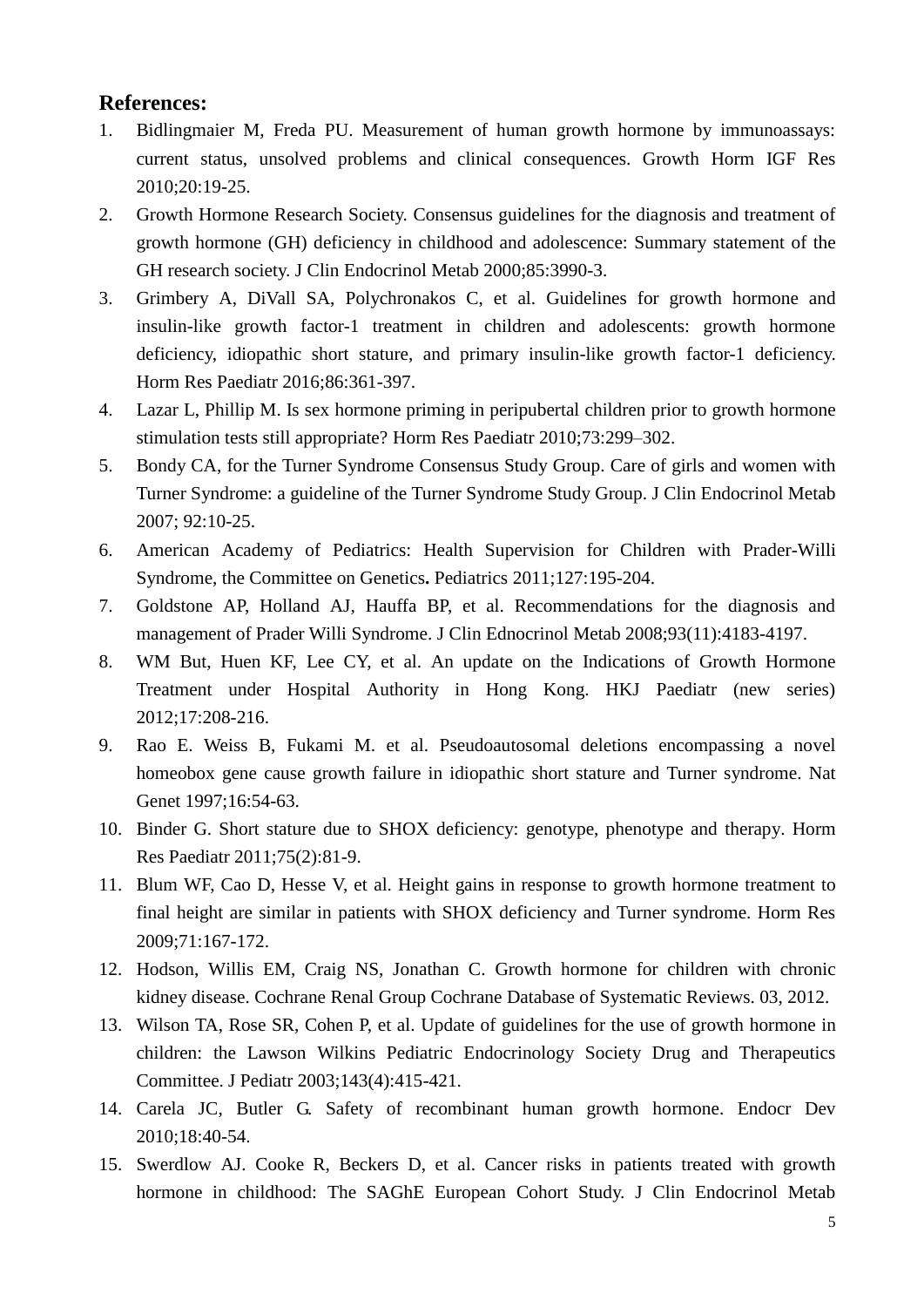**References:**

1. Bidlingmaier M, Freda PU. Measurement of human growth hormone by immunoassays: current status, unsolved problems and clinical consequences. Growth Horm IGF Res 2010;20:19-25.
2. Growth Hormone Research Society. Consensus guidelines for the diagnosis and treatment of growth hormone (GH) deficiency in childhood and adolescence: Summary statement of the GH research society. J Clin Endocrinol Metab 2000;85:3990-3.
3. Grimbery A, DiVall SA, Polychronakos C, et al. Guidelines for growth hormone and insulin-like growth factor-1 treatment in children and adolescents: growth hormone deficiency, idiopathic short stature, and primary insulin-like growth factor-1 deficiency. Horm Res Paediatr 2016;86:361-397.
4. Lazar L, Phillip M. Is sex hormone priming in peripubertal children prior to growth hormone stimulation tests still appropriate? Horm Res Paediatr 2010;73:299–302.
5. Bondy CA, for the Turner Syndrome Consensus Study Group. Care of girls and women with Turner Syndrome: a guideline of the Turner Syndrome Study Group. J Clin Endocrinol Metab 2007; 92:10-25.
6. American Academy of Pediatrics: Health Supervision for Children with Prader-Willi Syndrome, the Committee on Genetics**.** Pediatrics 2011;127:195-204.
7. Goldstone AP, Holland AJ, Hauffa BP, et al. Recommendations for the diagnosis and management of Prader Willi Syndrome. J Clin Ednocrinol Metab 2008;93(11):4183-4197.
8. WM But, Huen KF, Lee CY, et al. An update on the Indications of Growth Hormone Treatment under Hospital Authority in Hong Kong. HKJ Paediatr (new series) 2012;17:208-216.
9. Rao E. Weiss B, Fukami M. et al. Pseudoautosomal deletions encompassing a novel homeobox gene cause growth failure in idiopathic short stature and Turner syndrome. Nat Genet 1997;16:54-63.
10. Binder G. Short stature due to SHOX deficiency: genotype, phenotype and therapy. Horm Res Paediatr 2011;75(2):81-9.
11. Blum WF, Cao D, Hesse V, et al. Height gains in response to growth hormone treatment to final height are similar in patients with SHOX deficiency and Turner syndrome. Horm Res 2009;71:167-172.
12. Hodson, Willis EM, Craig NS, Jonathan C. Growth hormone for children with chronic kidney disease. Cochrane Renal Group Cochrane Database of Systematic Reviews. 03, 2012.
13. Wilson TA, Rose SR, Cohen P, et al. Update of guidelines for the use of growth hormone in children: the Lawson Wilkins Pediatric Endocrinology Society Drug and Therapeutics Committee. J Pediatr 2003;143(4):415-421.
14. Carela JC, Butler G. Safety of recombinant human growth hormone. Endocr Dev 2010;18:40-54.
15. Swerdlow AJ. Cooke R, Beckers D, et al. Cancer risks in patients treated with growth hormone in childhood: The SAGhE European Cohort Study. J Clin Endocrinol Metab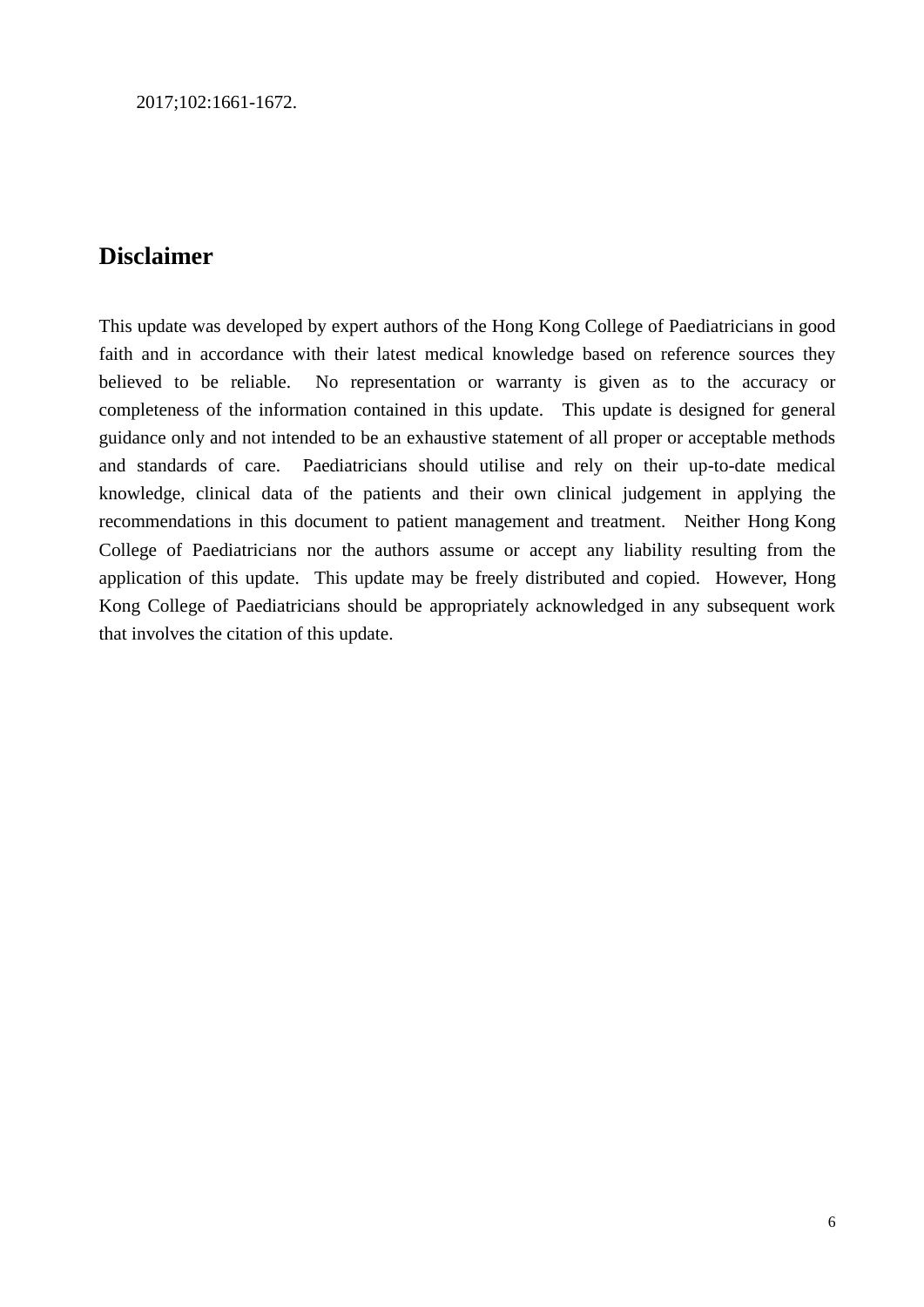2017;102:1661-1672.

## Disclaimer

This update was developed by expert authors of the Hong Kong College of Paediatricians in good faith and in accordance with their latest medical knowledge based on reference sources they believed to be reliable. No representation or warranty is given as to the accuracy or completeness of the information contained in this update. This update is designed for general guidance only and not intended to be an exhaustive statement of all proper or acceptable methods and standards of care. Paediatricians should utilise and rely on their up-to-date medical knowledge, clinical data of the patients and their own clinical judgement in applying the recommendations in this document to patient management and treatment. Neither Hong Kong College of Paediatricians nor the authors assume or accept any liability resulting from the application of this update. This update may be freely distributed and copied. However, Hong Kong College of Paediatricians should be appropriately acknowledged in any subsequent work that involves the citation of this update.